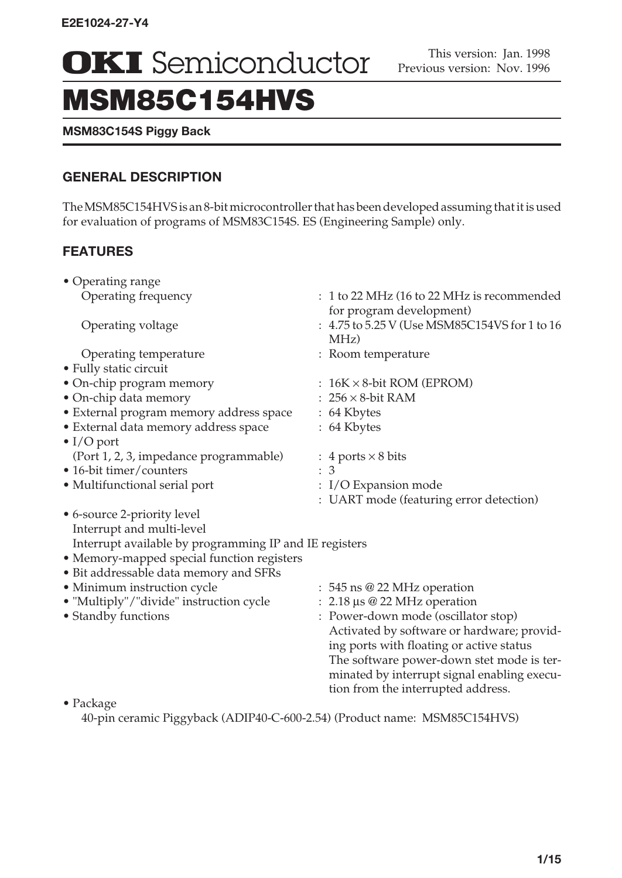E2E1024-27-Y4

# OKI Semiconductor

This version: Jan. 1998
Previous version: Nov. 1996

# MSM85C154HVS

**MSM83C154S Piggy Back**

## GENERAL DESCRIPTION

The MSM85C154HVS is an 8-bit microcontroller that has been developed assuming that it is used for evaluation of programs of MSM83C154S. ES (Engineering Sample) only.

## FEATURES

- Operating range
  - Operating frequency : 1 to 22 MHz (16 to 22 MHz is recommended for program development)
  - Operating voltage : 4.75 to 5.25 V (Use MSM85C154VS for 1 to 16 MHz)
  - Operating temperature : Room temperature
- Fully static circuit
- On-chip program memory : 16K × 8-bit ROM (EPROM)
- On-chip data memory : 256 × 8-bit RAM
- External program memory address space : 64 Kbytes
- External data memory address space : 64 Kbytes
- I/O port (Port 1, 2, 3, impedance programmable) : 4 ports × 8 bits
- 16-bit timer/counters : 3
- Multifunctional serial port : I/O Expansion mode
  : UART mode (featuring error detection)
- 6-source 2-priority level Interrupt and multi-level Interrupt available by programming IP and IE registers
- Memory-mapped special function registers
- Bit addressable data memory and SFRs
- Minimum instruction cycle : 545 ns @ 22 MHz operation
- "Multiply"/"divide" instruction cycle : 2.18 µs @ 22 MHz operation
- Standby functions : Power-down mode (oscillator stop) Activated by software or hardware; providing ports with floating or active status The software power-down stet mode is terminated by interrupt signal enabling execution from the interrupted address.
- Package
  40-pin ceramic Piggyback (ADIP40-C-600-2.54) (Product name: MSM85C154HVS)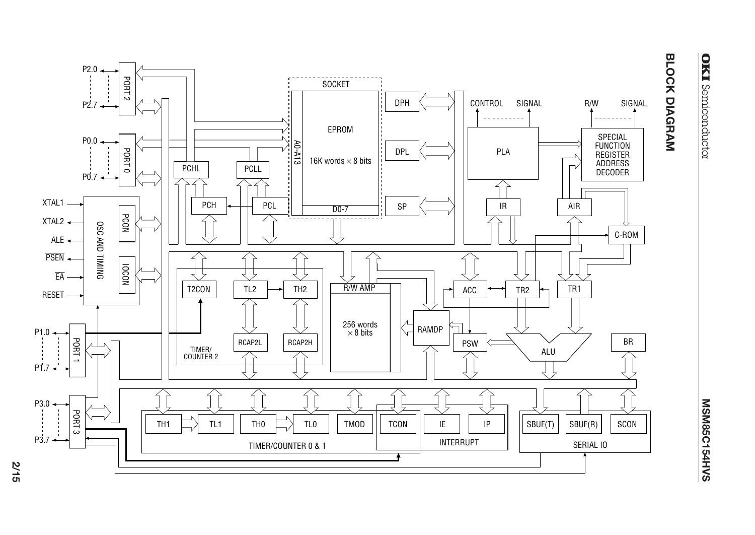## BLOCK DIAGRAM

P2.0 … P2.7 — PORT 2

P0.0 … P0.7 — PORT 0

XTAL1, XTAL2, ALE, $\overline{\text{PSEN}}$, $\overline{\text{EA}}$, RESET — OSC AND TIMING (PCON, IOCON)

P1.0 … P1.7 — PORT 1

P3.0 … P3.7 — PORT 3

SOCKET: EPROM 16K words × 8 bits (A0-A13, D0-7)

PCHL, PCLL, PCH, PCL

DPH, DPL, SP

PLA — CONTROL SIGNAL

SPECIAL FUNCTION REGISTER ADDRESS DECODER — R/W SIGNAL

IR, AIR, C-ROM

TIMER/COUNTER 2: T2CON, TL2, TH2, RCAP2L, RCAP2H

R/W AMP, 256 words × 8 bits, RAMDP

ACC, TR2, TR1, PSW, ALU, BR

TIMER/COUNTER 0 & 1: TH1, TL1, TH0, TL0, TMOD

INTERRUPT: TCON, IE, IP

SERIAL IO: SBUF(T), SBUF(R), SCON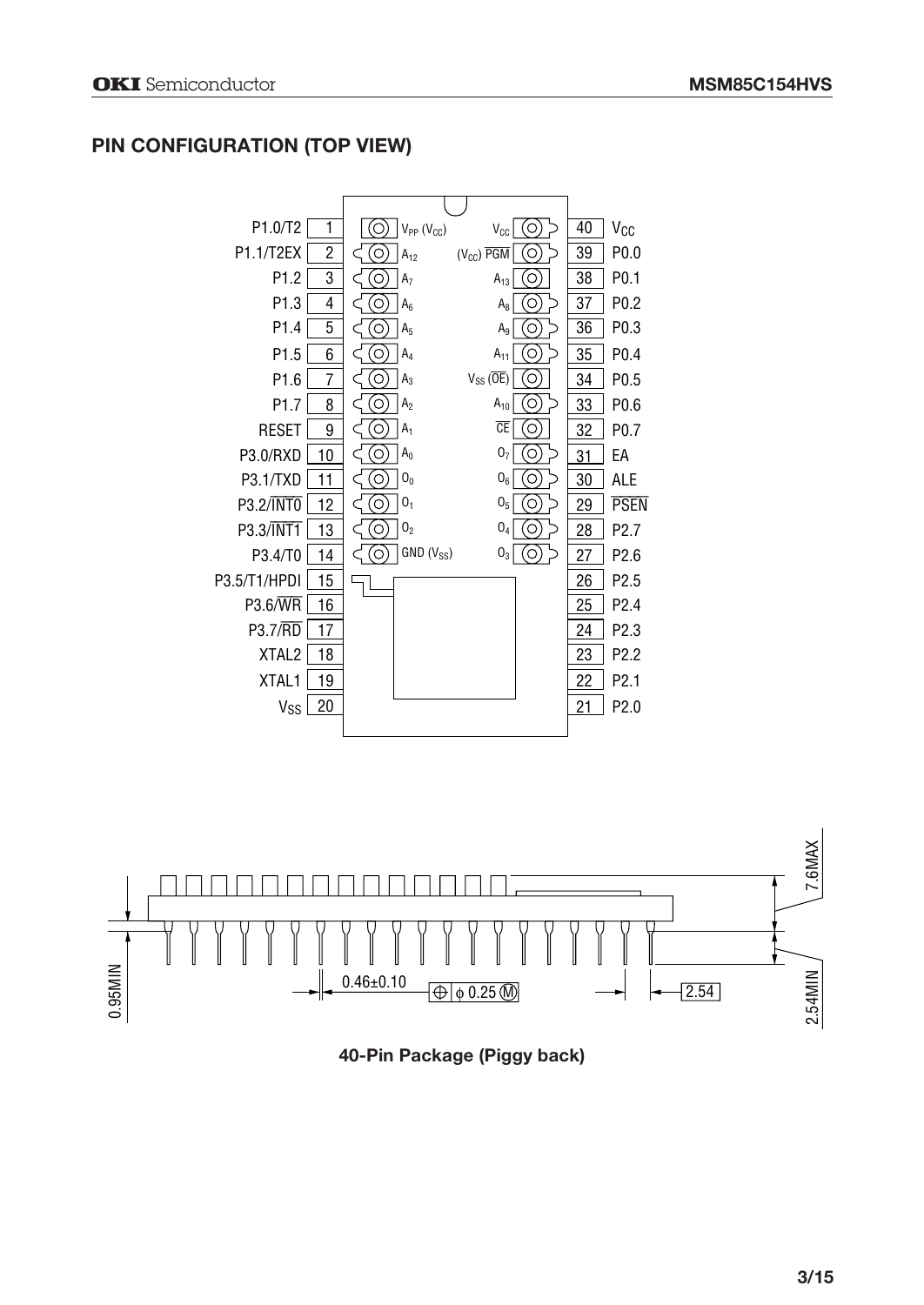## PIN CONFIGURATION (TOP VIEW)

| Pin | Name | Socket (left) | Socket (right) | Pin | Name |
|---|---|---|---|---|---|
| 1 | P1.0/T2 | $V_{PP}$ ($V_{CC}$) | $V_{CC}$ | 40 | $V_{CC}$ |
| 2 | P1.1/T2EX | $A_{12}$ | ($V_{CC}$) $\overline{PGM}$ | 39 | P0.0 |
| 3 | P1.2 | $A_7$ | $A_{13}$ | 38 | P0.1 |
| 4 | P1.3 | $A_6$ | $A_8$ | 37 | P0.2 |
| 5 | P1.4 | $A_5$ | $A_9$ | 36 | P0.3 |
| 6 | P1.5 | $A_4$ | $A_{11}$ | 35 | P0.4 |
| 7 | P1.6 | $A_3$ | $V_{SS}$ ($\overline{OE}$) | 34 | P0.5 |
| 8 | P1.7 | $A_2$ | $A_{10}$ | 33 | P0.6 |
| 9 | RESET | $A_1$ | $\overline{CE}$ | 32 | P0.7 |
| 10 | P3.0/RXD | $A_0$ | $O_7$ | 31 | EA |
| 11 | P3.1/TXD | $O_0$ | $O_6$ | 30 | ALE |
| 12 | P3.2/$\overline{INT0}$ | $O_1$ | $O_5$ | 29 | $\overline{PSEN}$ |
| 13 | P3.3/$\overline{INT1}$ | $O_2$ | $O_4$ | 28 | P2.7 |
| 14 | P3.4/T0 | GND ($V_{SS}$) | $O_3$ | 27 | P2.6 |
| 15 | P3.5/T1/HPDI | | | 26 | P2.5 |
| 16 | P3.6/$\overline{WR}$ | | | 25 | P2.4 |
| 17 | P3.7/$\overline{RD}$ | | | 24 | P2.3 |
| 18 | XTAL2 | | | 23 | P2.2 |
| 19 | XTAL1 | | | 22 | P2.1 |
| 20 | $V_{SS}$ | | | 21 | P2.0 |

Package dimensions: 7.6MAX, 0.95MIN, 2.54MIN, 0.46±0.10, ⊕ φ 0.25 Ⓜ, 2.54

**40-Pin Package (Piggy back)**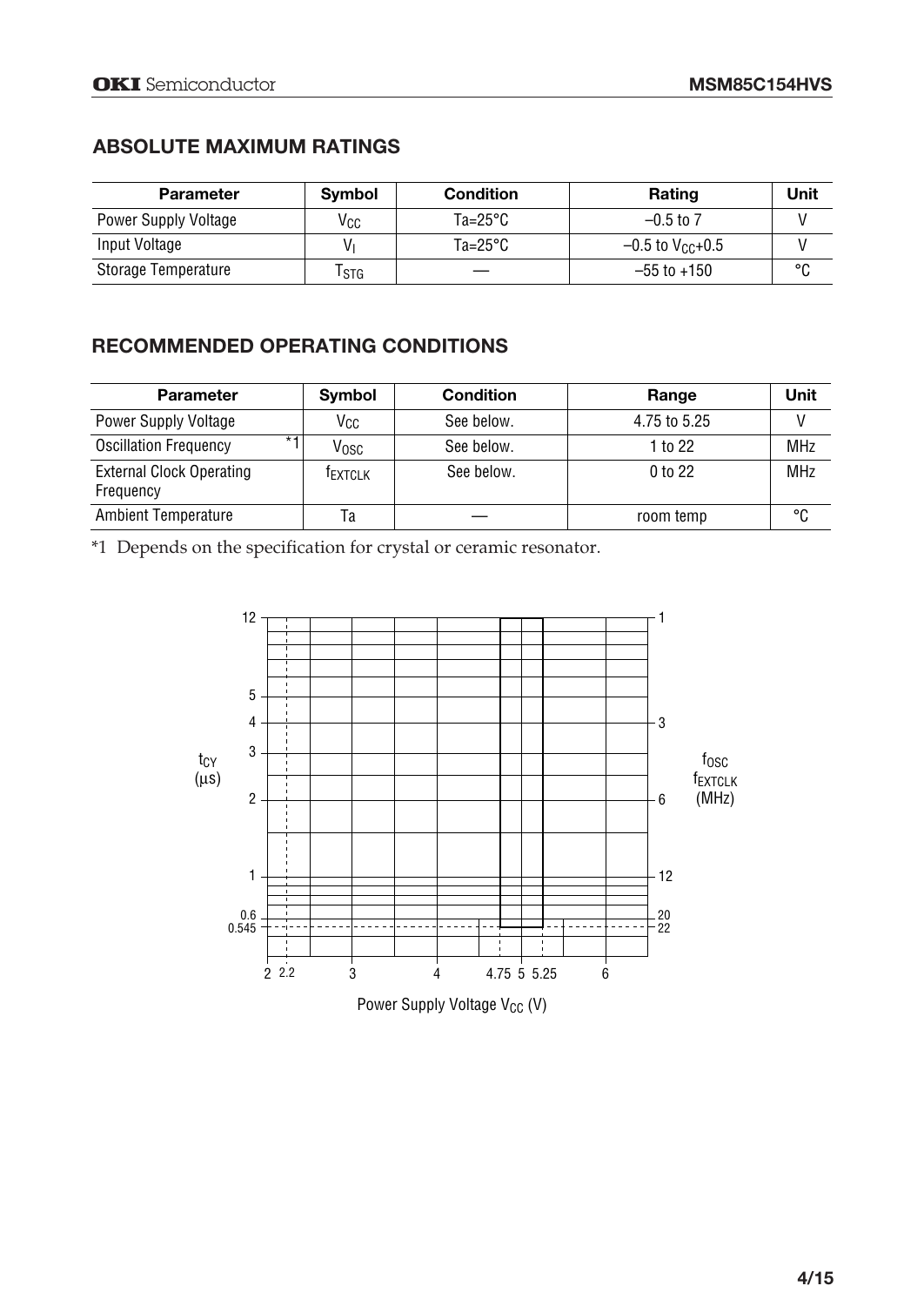## ABSOLUTE MAXIMUM RATINGS

| Parameter | Symbol | Condition | Rating | Unit |
|---|---|---|---|---|
| Power Supply Voltage | $V_{CC}$ | Ta=25°C | –0.5 to 7 | V |
| Input Voltage | $V_I$ | Ta=25°C | –0.5 to $V_{CC}$+0.5 | V |
| Storage Temperature | $T_{STG}$ | — | –55 to +150 | °C |

## RECOMMENDED OPERATING CONDITIONS

| Parameter | Symbol | Condition | Range | Unit |
|---|---|---|---|---|
| Power Supply Voltage | $V_{CC}$ | See below. | 4.75 to 5.25 | V |
| Oscillation Frequency *1 | $V_{OSC}$ | See below. | 1 to 22 | MHz |
| External Clock Operating Frequency | $f_{EXTCLK}$ | See below. | 0 to 22 | MHz |
| Ambient Temperature | Ta | — | room temp | °C |

*1 Depends on the specification for crystal or ceramic resonator.

$t_{CY}$ (μs) | $f_{OSC}$, $f_{EXTCLK}$ (MHz)

Power Supply Voltage $V_{CC}$ (V)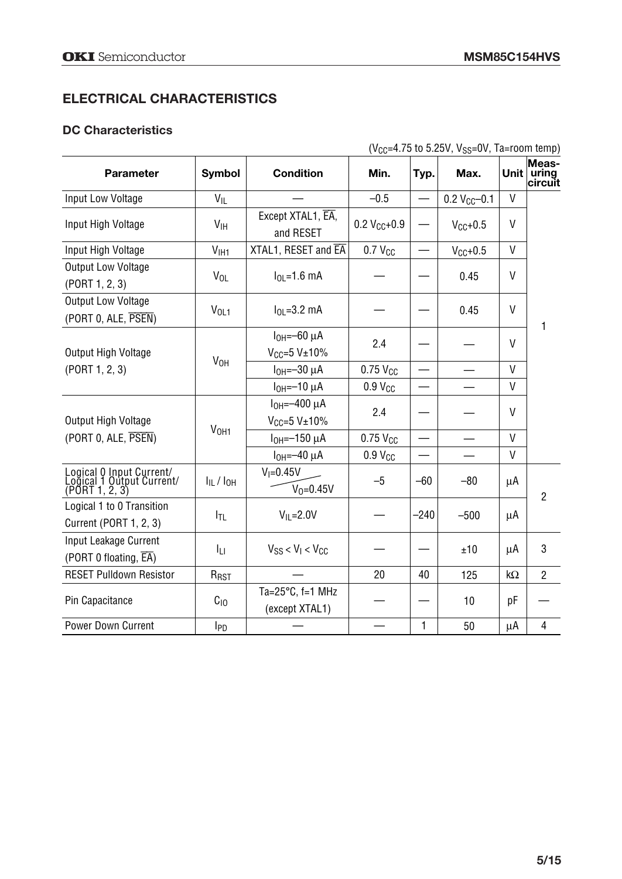## ELECTRICAL CHARACTERISTICS

### DC Characteristics

($V_{CC}$=4.75 to 5.25V, $V_{SS}$=0V, Ta=room temp)

| Parameter | Symbol | Condition | Min. | Typ. | Max. | Unit | Measuring circuit |
|---|---|---|---|---|---|---|---|
| Input Low Voltage | $V_{IL}$ | — | –0.5 | — | 0.2 $V_{CC}$–0.1 | V | 1 |
| Input High Voltage | $V_{IH}$ | Except XTAL1, $\overline{EA}$, and RESET | 0.2 $V_{CC}$+0.9 | — | $V_{CC}$+0.5 | V | |
| Input High Voltage | $V_{IH1}$ | XTAL1, RESET and $\overline{EA}$ | 0.7 $V_{CC}$ | — | $V_{CC}$+0.5 | V | |
| Output Low Voltage (PORT 1, 2, 3) | $V_{OL}$ | $I_{OL}$=1.6 mA | — | — | 0.45 | V | |
| Output Low Voltage (PORT 0, ALE, $\overline{PSEN}$) | $V_{OL1}$ | $I_{OL}$=3.2 mA | — | — | 0.45 | V | |
| Output High Voltage (PORT 1, 2, 3) | $V_{OH}$ | $I_{OH}$=–60 μA $V_{CC}$=5 V±10% | 2.4 | — | — | V | |
| | | $I_{OH}$=–30 μA | 0.75 $V_{CC}$ | — | — | V | |
| | | $I_{OH}$=–10 μA | 0.9 $V_{CC}$ | — | — | V | |
| Output High Voltage (PORT 0, ALE, $\overline{PSEN}$) | $V_{OH1}$ | $I_{OH}$=–400 μA $V_{CC}$=5 V±10% | 2.4 | — | — | V | |
| | | $I_{OH}$=–150 μA | 0.75 $V_{CC}$ | — | — | V | |
| | | $I_{OH}$=–40 μA | 0.9 $V_{CC}$ | — | — | V | |
| Logical 0 Input Current/ Logical 1 Output Current/ (PORT 1, 2, 3) | $I_{IL}$ / $I_{OH}$ | $V_I$=0.45V / $V_O$=0.45V | –5 | –60 | –80 | μA | 2 |
| Logical 1 to 0 Transition Current (PORT 1, 2, 3) | $I_{TL}$ | $V_{IL}$=2.0V | — | –240 | –500 | μA | |
| Input Leakage Current (PORT 0 floating, $\overline{EA}$) | $I_{LI}$ | $V_{SS} < V_I < V_{CC}$ | — | — | ±10 | μA | 3 |
| RESET Pulldown Resistor | $R_{RST}$ | — | 20 | 40 | 125 | kΩ | 2 |
| Pin Capacitance | $C_{IO}$ | Ta=25°C, f=1 MHz (except XTAL1) | — | — | 10 | pF | — |
| Power Down Current | $I_{PD}$ | — | — | 1 | 50 | μA | 4 |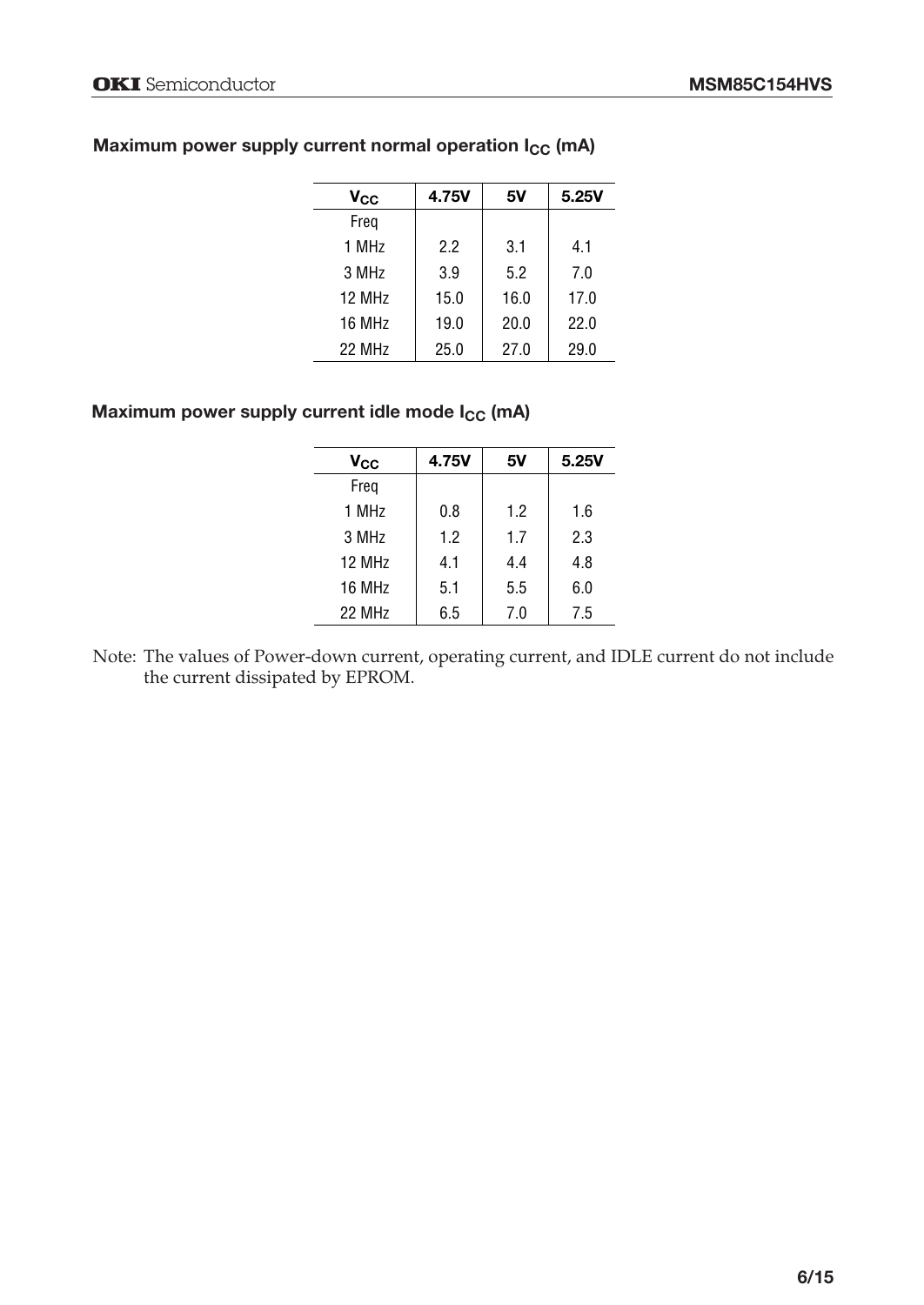### Maximum power supply current normal operation $I_{CC}$ (mA)

| $V_{CC}$ | 4.75V | 5V | 5.25V |
|---|---|---|---|
| Freq | | | |
| 1 MHz | 2.2 | 3.1 | 4.1 |
| 3 MHz | 3.9 | 5.2 | 7.0 |
| 12 MHz | 15.0 | 16.0 | 17.0 |
| 16 MHz | 19.0 | 20.0 | 22.0 |
| 22 MHz | 25.0 | 27.0 | 29.0 |

### Maximum power supply current idle mode $I_{CC}$ (mA)

| $V_{CC}$ | 4.75V | 5V | 5.25V |
|---|---|---|---|
| Freq | | | |
| 1 MHz | 0.8 | 1.2 | 1.6 |
| 3 MHz | 1.2 | 1.7 | 2.3 |
| 12 MHz | 4.1 | 4.4 | 4.8 |
| 16 MHz | 5.1 | 5.5 | 6.0 |
| 22 MHz | 6.5 | 7.0 | 7.5 |

Note: The values of Power-down current, operating current, and IDLE current do not include the current dissipated by EPROM.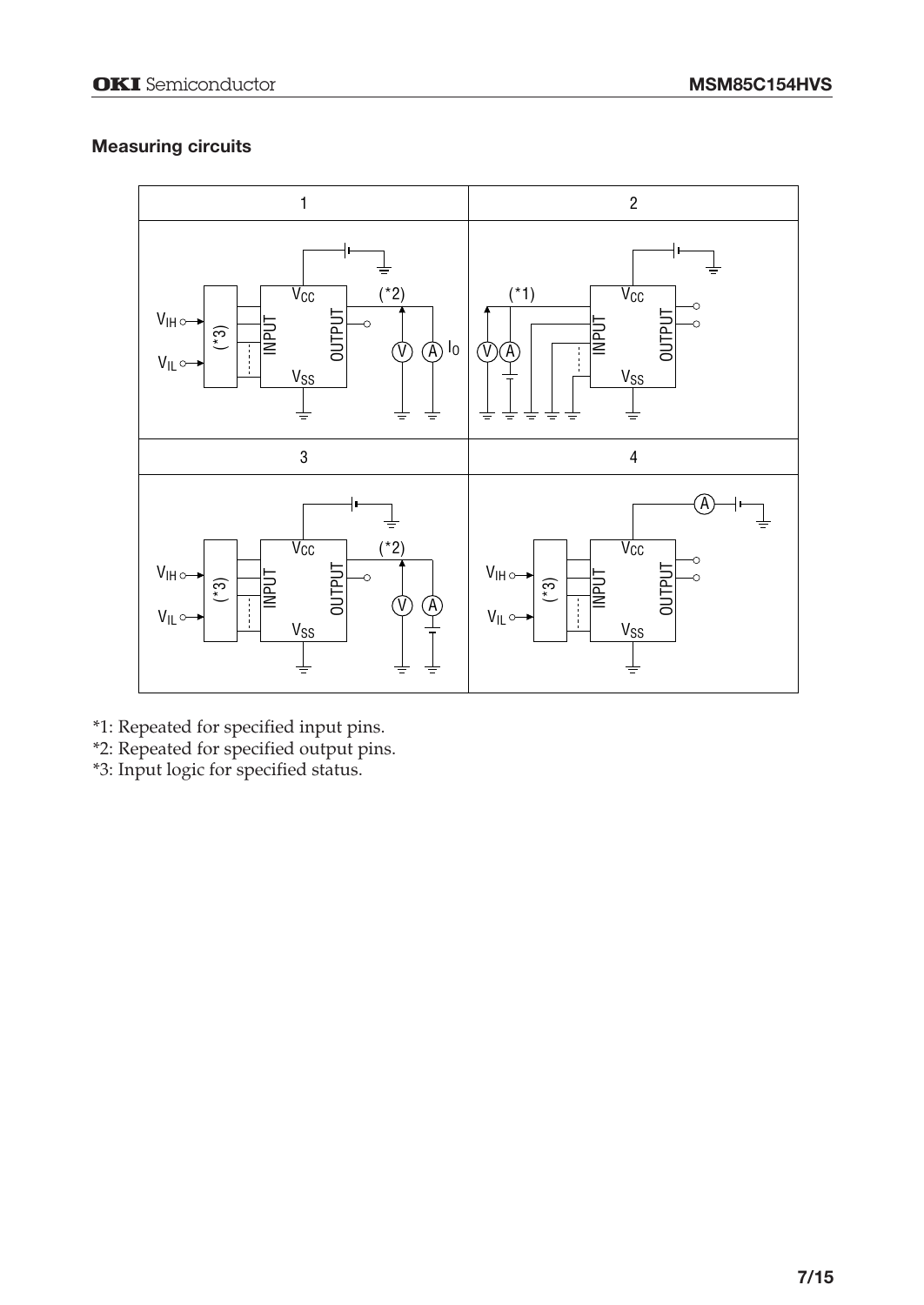## Measuring circuits

| 1 | 2 |
|---|---|
| | |
| 3 | 4 |
| | |

*1: Repeated for specified input pins.
*2: Repeated for specified output pins.
*3: Input logic for specified status.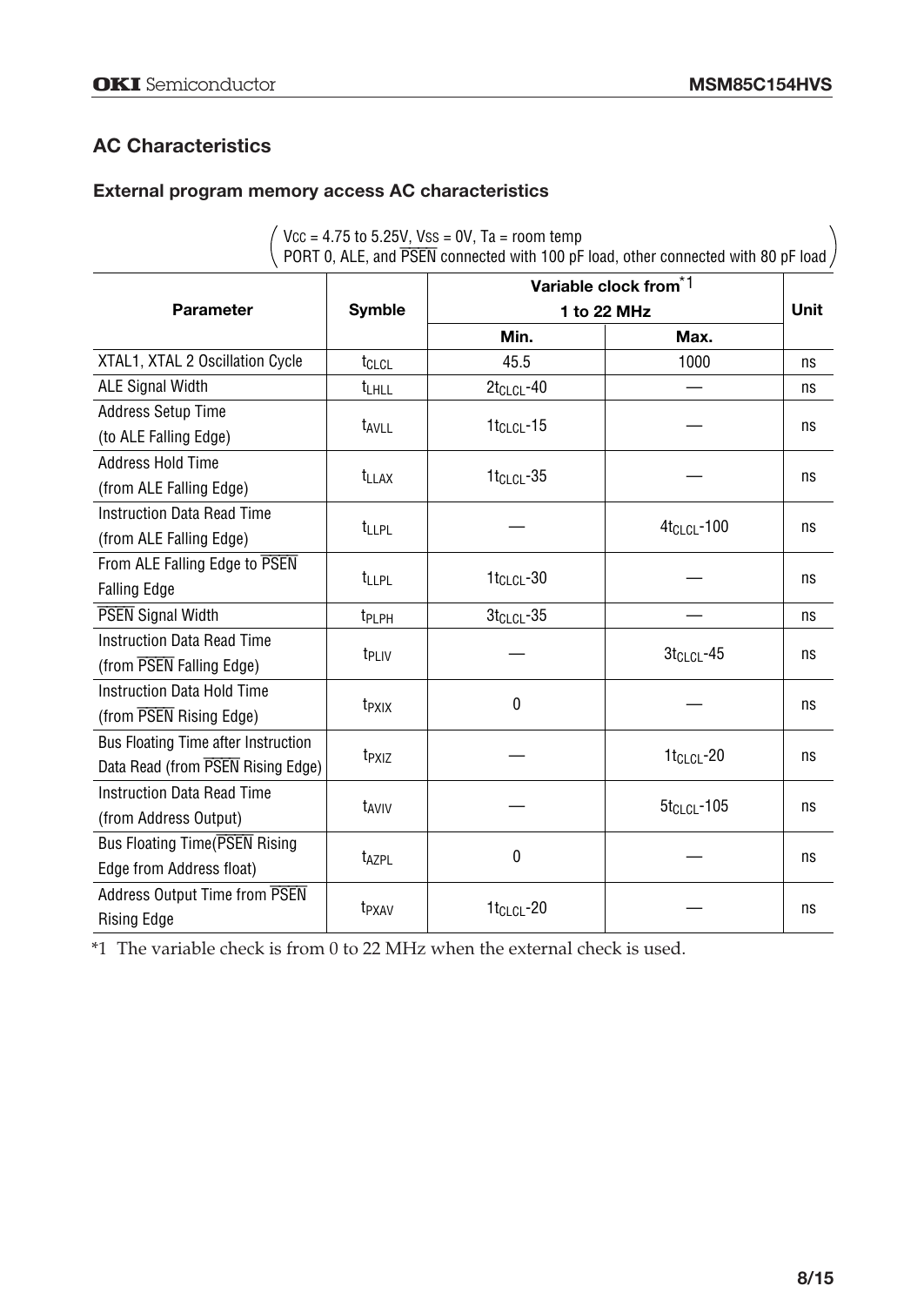## AC Characteristics

### External program memory access AC characteristics

($V_{CC}$ = 4.75 to 5.25V, $V_{SS}$ = 0V, Ta = room temp
PORT 0, ALE, and $\overline{PSEN}$ connected with 100 pF load, other connected with 80 pF load)

| Parameter | Symble | Variable clock from[*1] 1 to 22 MHz | | Unit |
|---|---|---|---|---|
| | | Min. | Max. | |
| XTAL1, XTAL 2 Oscillation Cycle | $t_{CLCL}$ | 45.5 | 1000 | ns |
| ALE Signal Width | $t_{LHLL}$ | $2t_{CLCL}$-40 | — | ns |
| Address Setup Time (to ALE Falling Edge) | $t_{AVLL}$ | $1t_{CLCL}$-15 | — | ns |
| Address Hold Time (from ALE Falling Edge) | $t_{LLAX}$ | $1t_{CLCL}$-35 | — | ns |
| Instruction Data Read Time (from ALE Falling Edge) | $t_{LLPL}$ | — | $4t_{CLCL}$-100 | ns |
| From ALE Falling Edge to $\overline{PSEN}$ Falling Edge | $t_{LLPL}$ | $1t_{CLCL}$-30 | — | ns |
| $\overline{PSEN}$ Signal Width | $t_{PLPH}$ | $3t_{CLCL}$-35 | — | ns |
| Instruction Data Read Time (from $\overline{PSEN}$ Falling Edge) | $t_{PLIV}$ | — | $3t_{CLCL}$-45 | ns |
| Instruction Data Hold Time (from $\overline{PSEN}$ Rising Edge) | $t_{PXIX}$ | 0 | — | ns |
| Bus Floating Time after Instruction Data Read (from $\overline{PSEN}$ Rising Edge) | $t_{PXIZ}$ | — | $1t_{CLCL}$-20 | ns |
| Instruction Data Read Time (from Address Output) | $t_{AVIV}$ | — | $5t_{CLCL}$-105 | ns |
| Bus Floating Time($\overline{PSEN}$ Rising Edge from Address float) | $t_{AZPL}$ | 0 | — | ns |
| Address Output Time from $\overline{PSEN}$ Rising Edge | $t_{PXAV}$ | $1t_{CLCL}$-20 | — | ns |

*1 The variable check is from 0 to 22 MHz when the external check is used.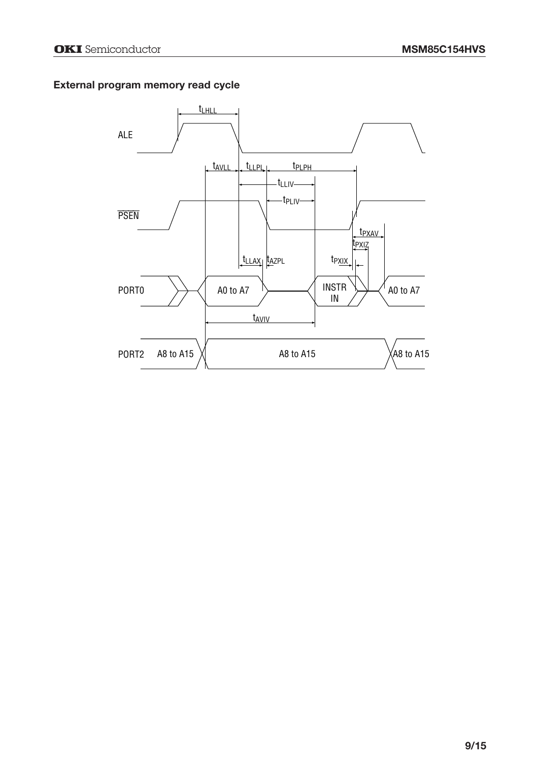### External program memory read cycle

ALE

$t_{LHLL}$

$t_{AVLL}$ $t_{LLPL}$ $t_{PLPH}$

$t_{LLIV}$

$t_{PLIV}$

$\overline{PSEN}$

$t_{PXAV}$

$t_{PXIZ}$

$t_{LLAX}$ $t_{AZPL}$ $t_{PXIX}$

PORT0 A0 to A7 INSTR IN A0 to A7

$t_{AVIV}$

PORT2 A8 to A15 A8 to A15 A8 to A15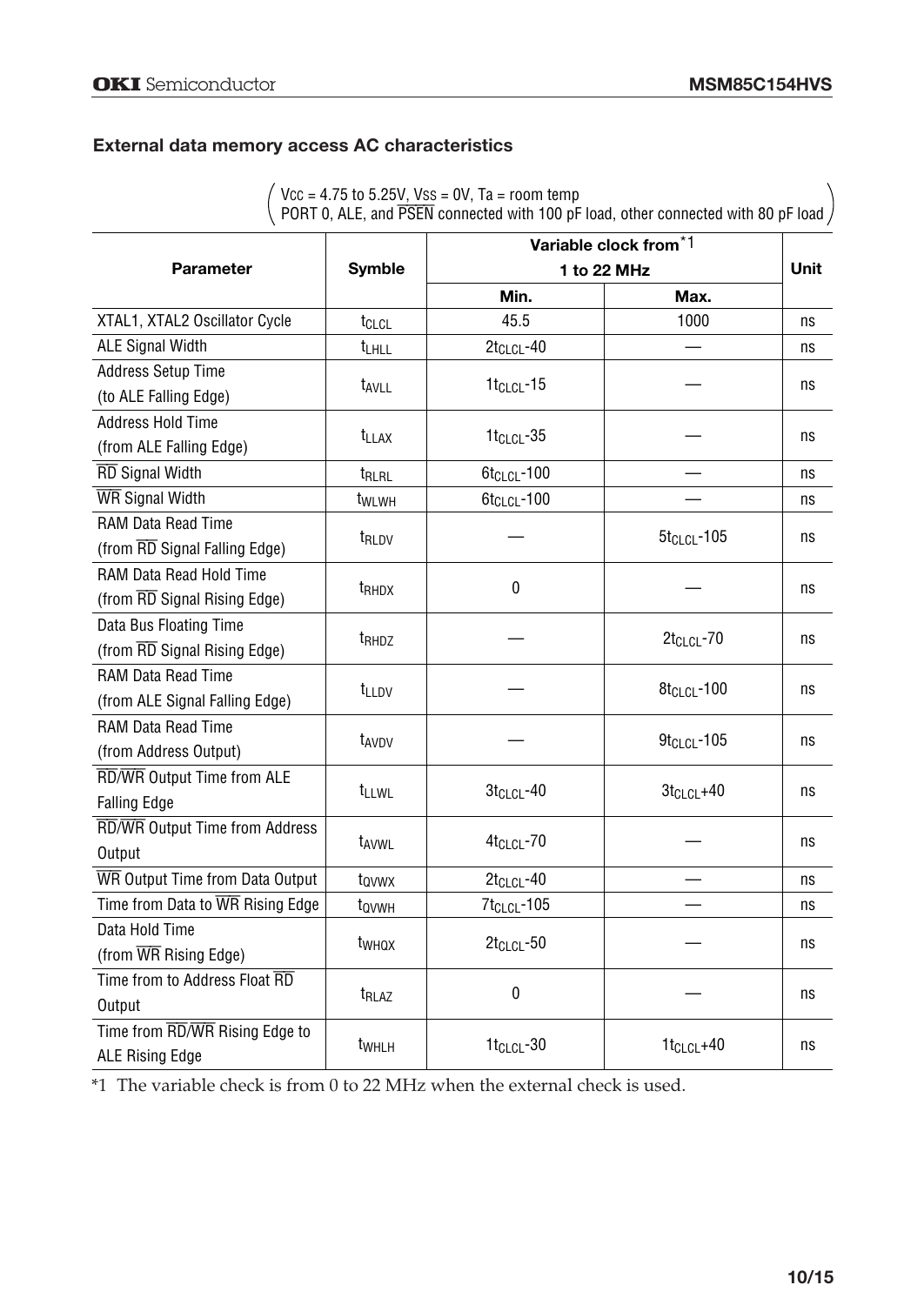### External data memory access AC characteristics

(Vcc = 4.75 to 5.25V, Vss = 0V, Ta = room temp
PORT 0, ALE, and $\overline{PSEN}$ connected with 100 pF load, other connected with 80 pF load)

| Parameter | Symble | Variable clock from [*1] 1 to 22 MHz | | Unit |
|---|---|---|---|---|
| | | Min. | Max. | |
| XTAL1, XTAL2 Oscillator Cycle | $t_{CLCL}$ | 45.5 | 1000 | ns |
| ALE Signal Width | $t_{LHLL}$ | $2t_{CLCL}$-40 | — | ns |
| Address Setup Time (to ALE Falling Edge) | $t_{AVLL}$ | $1t_{CLCL}$-15 | — | ns |
| Address Hold Time (from ALE Falling Edge) | $t_{LLAX}$ | $1t_{CLCL}$-35 | — | ns |
| $\overline{RD}$ Signal Width | $t_{RLRL}$ | $6t_{CLCL}$-100 | — | ns |
| $\overline{WR}$ Signal Width | $t_{WLWH}$ | $6t_{CLCL}$-100 | — | ns |
| RAM Data Read Time (from $\overline{RD}$ Signal Falling Edge) | $t_{RLDV}$ | — | $5t_{CLCL}$-105 | ns |
| RAM Data Read Hold Time (from $\overline{RD}$ Signal Rising Edge) | $t_{RHDX}$ | 0 | — | ns |
| Data Bus Floating Time (from $\overline{RD}$ Signal Rising Edge) | $t_{RHDZ}$ | — | $2t_{CLCL}$-70 | ns |
| RAM Data Read Time (from ALE Signal Falling Edge) | $t_{LLDV}$ | — | $8t_{CLCL}$-100 | ns |
| RAM Data Read Time (from Address Output) | $t_{AVDV}$ | — | $9t_{CLCL}$-105 | ns |
| $\overline{RD}$/$\overline{WR}$ Output Time from ALE Falling Edge | $t_{LLWL}$ | $3t_{CLCL}$-40 | $3t_{CLCL}$+40 | ns |
| $\overline{RD}$/$\overline{WR}$ Output Time from Address Output | $t_{AVWL}$ | $4t_{CLCL}$-70 | — | ns |
| $\overline{WR}$ Output Time from Data Output | $t_{QVWX}$ | $2t_{CLCL}$-40 | — | ns |
| Time from Data to $\overline{WR}$ Rising Edge | $t_{QVWH}$ | $7t_{CLCL}$-105 | — | ns |
| Data Hold Time (from $\overline{WR}$ Rising Edge) | $t_{WHQX}$ | $2t_{CLCL}$-50 | — | ns |
| Time from to Address Float $\overline{RD}$ Output | $t_{RLAZ}$ | 0 | — | ns |
| Time from $\overline{RD}$/$\overline{WR}$ Rising Edge to ALE Rising Edge | $t_{WHLH}$ | $1t_{CLCL}$-30 | $1t_{CLCL}$+40 | ns |

*1 The variable check is from 0 to 22 MHz when the external check is used.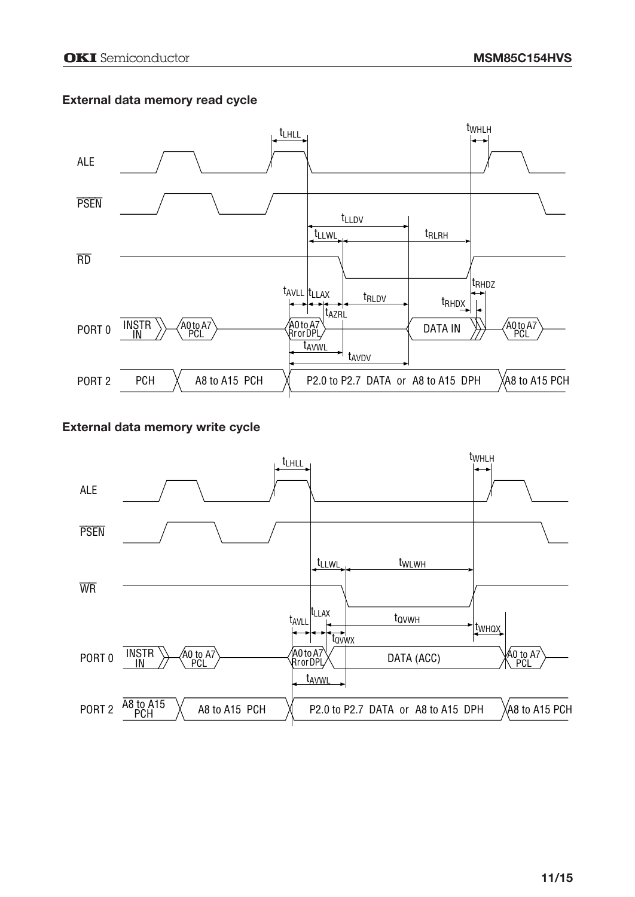### External data memory read cycle

ALE

$\overline{PSEN}$

$\overline{RD}$

PORT 0: INSTR IN | A0 to A7 PCL | A0 to A7 Rr or DPL | DATA IN | A0 to A7 PCL

PORT 2: PCH | A8 to A15 PCH | P2.0 to P2.7 DATA or A8 to A15 DPH | A8 to A15 PCH

Timing parameters: $t_{LHLL}$, $t_{WHLH}$, $t_{LLDV}$, $t_{LLWL}$, $t_{RLRH}$, $t_{RHDZ}$, $t_{AVLL}$, $t_{LLAX}$, $t_{RLDV}$, $t_{RHDX}$, $t_{AZRL}$, $t_{AVWL}$, $t_{AVDV}$

### External data memory write cycle

ALE

$\overline{PSEN}$

$\overline{WR}$

PORT 0: INSTR IN | A0 to A7 PCL | A0 to A7 Rr or DPL | DATA (ACC) | A0 to A7 PCL

PORT 2: A8 to A15 PCH | A8 to A15 PCH | P2.0 to P2.7 DATA or A8 to A15 DPH | A8 to A15 PCH

Timing parameters: $t_{LHLL}$, $t_{WHLH}$, $t_{LLWL}$, $t_{WLWH}$, $t_{LLAX}$, $t_{AVLL}$, $t_{QVWH}$, $t_{WHQX}$, $t_{QVWX}$, $t_{AVWL}$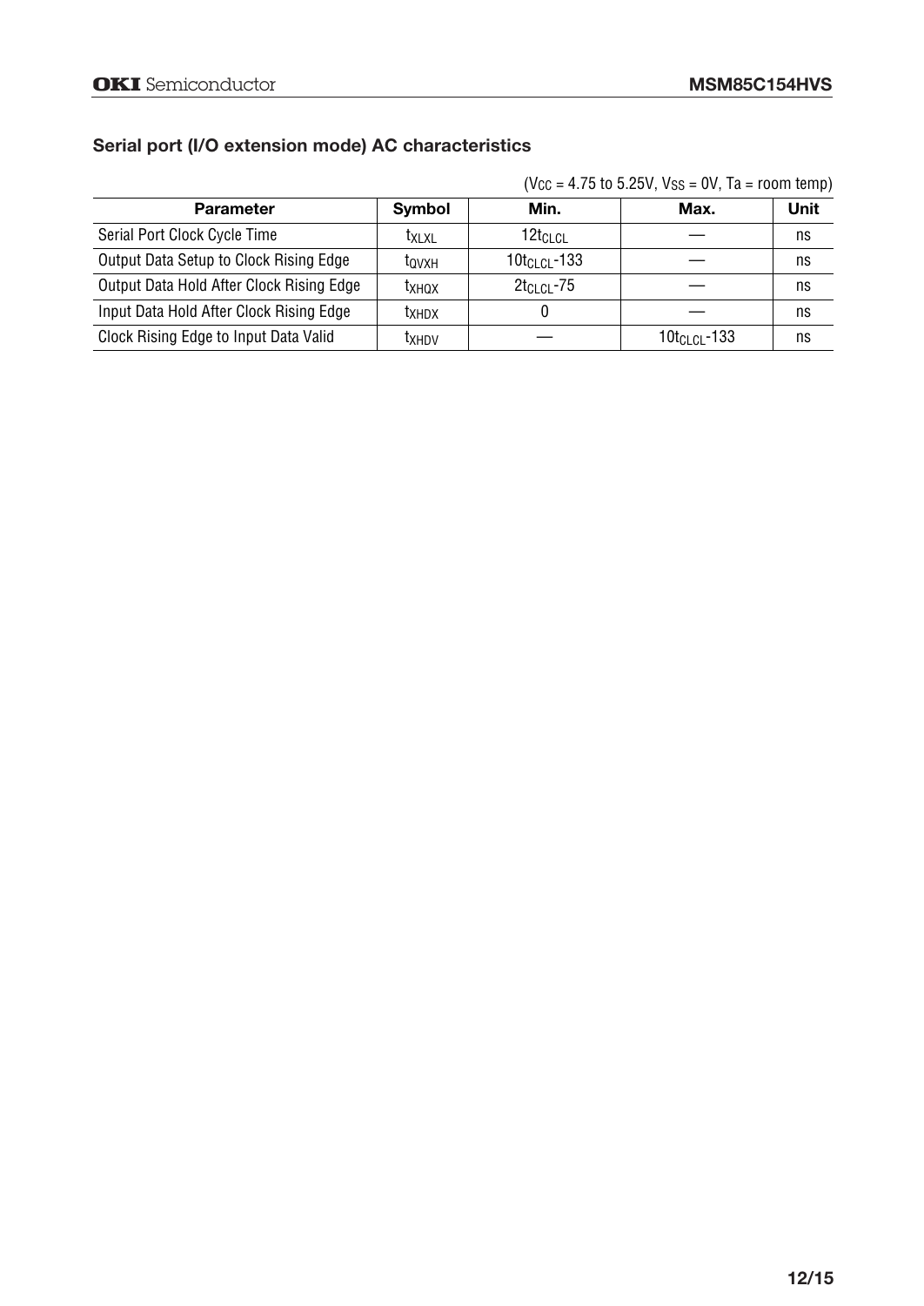## Serial port (I/O extension mode) AC characteristics

($V_{CC}$ = 4.75 to 5.25V, $V_{SS}$ = 0V, Ta = room temp)

| Parameter | Symbol | Min. | Max. | Unit |
|---|---|---|---|---|
| Serial Port Clock Cycle Time | $t_{XLXL}$ | $12t_{CLCL}$ | — | ns |
| Output Data Setup to Clock Rising Edge | $t_{QVXH}$ | $10t_{CLCL}$-133 | — | ns |
| Output Data Hold After Clock Rising Edge | $t_{XHQX}$ | $2t_{CLCL}$-75 | — | ns |
| Input Data Hold After Clock Rising Edge | $t_{XHDX}$ | 0 | — | ns |
| Clock Rising Edge to Input Data Valid | $t_{XHDV}$ | — | $10t_{CLCL}$-133 | ns |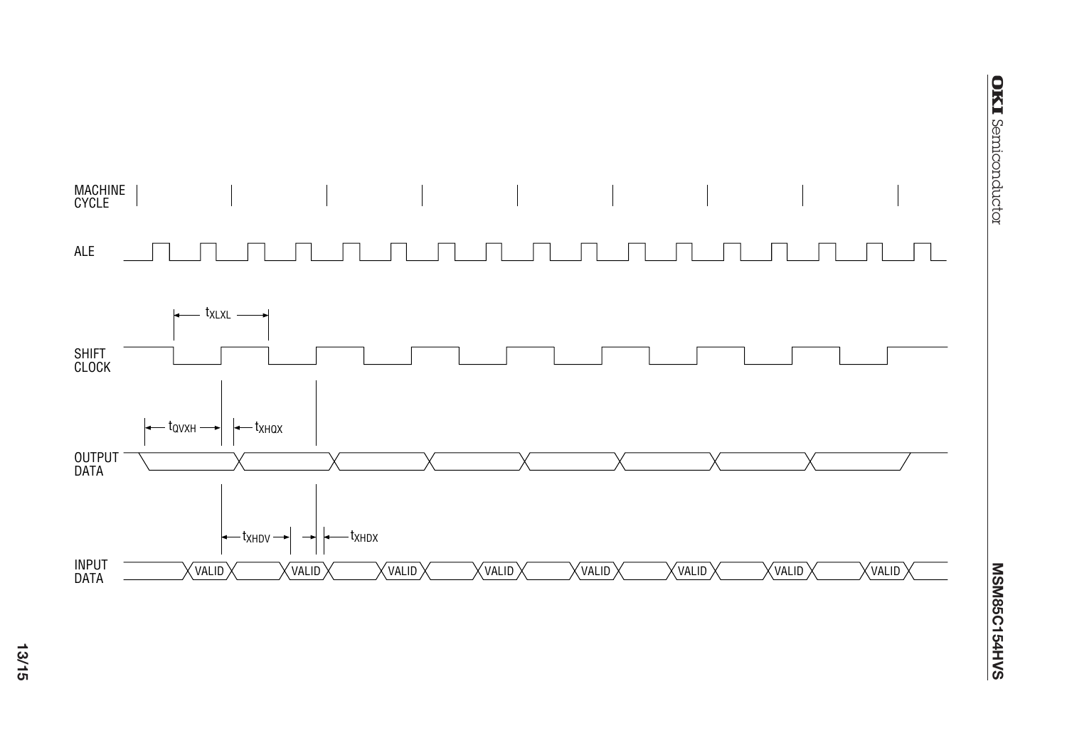MACHINE CYCLE

ALE

$t_{XLXL}$

SHIFT CLOCK

$t_{QVXH}$ $t_{XHQX}$

OUTPUT DATA

$t_{XHDV}$ $t_{XHDX}$

INPUT DATA

VALID VALID VALID VALID VALID VALID VALID VALID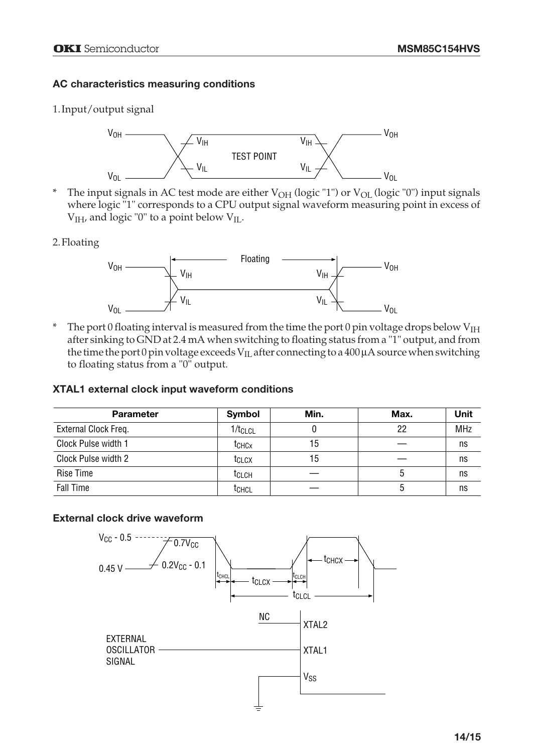## AC characteristics measuring conditions

1. Input/output signal

\* The input signals in AC test mode are either $V_{OH}$ (logic "1") or $V_{OL}$ (logic "0") input signals where logic "1" corresponds to a CPU output signal waveform measuring point in excess of $V_{IH}$, and logic "0" to a point below $V_{IL}$.

2. Floating

\* The port 0 floating interval is measured from the time the port 0 pin voltage drops below $V_{IH}$ after sinking to GND at 2.4 mA when switching to floating status from a "1" output, and from the time the port 0 pin voltage exceeds $V_{IL}$ after connecting to a 400 µA source when switching to floating status from a "0" output.

## XTAL1 external clock input waveform conditions

| Parameter | Symbol | Min. | Max. | Unit |
|---|---|---|---|---|
| External Clock Freq. | $1/t_{CLCL}$ | 0 | 22 | MHz |
| Clock Pulse width 1 | $t_{CHCx}$ | 15 | — | ns |
| Clock Pulse width 2 | $t_{CLCX}$ | 15 | — | ns |
| Rise Time | $t_{CLCH}$ | — | 5 | ns |
| Fall Time | $t_{CHCL}$ | — | 5 | ns |

## External clock drive waveform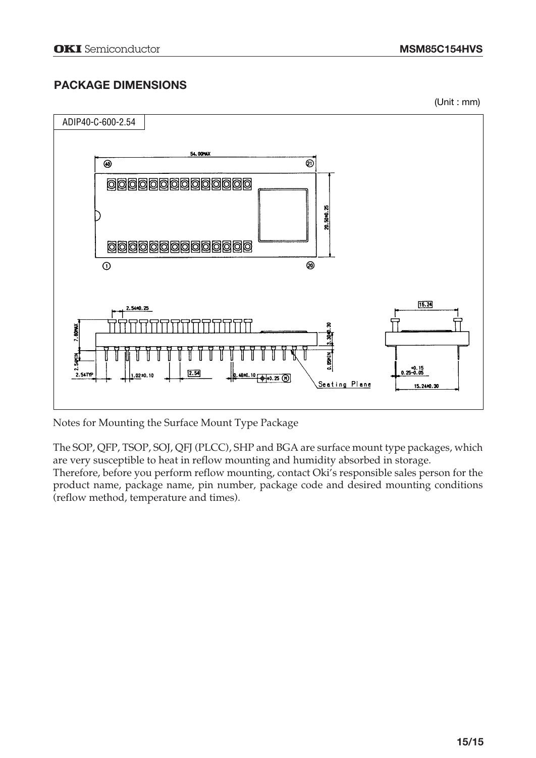## PACKAGE DIMENSIONS

(Unit : mm)

ADIP40-C-600-2.54

54.00MAX

40

21

1

20

20.50±0.25

2.54±0.25

7.80MAX

3.30±0.30

2.54MIN

0.85MIN

2.54TYP

1.02±0.10

2.54

0.46±0.10

0.25 M

Seating Plane

15.24

$0.25^{+0.15}_{-0.05}$

15.24±0.30

Notes for Mounting the Surface Mount Type Package

The SOP, QFP, TSOP, SOJ, QFJ (PLCC), SHP and BGA are surface mount type packages, which are very susceptible to heat in reflow mounting and humidity absorbed in storage.
Therefore, before you perform reflow mounting, contact Oki's responsible sales person for the product name, package name, pin number, package code and desired mounting conditions (reflow method, temperature and times).